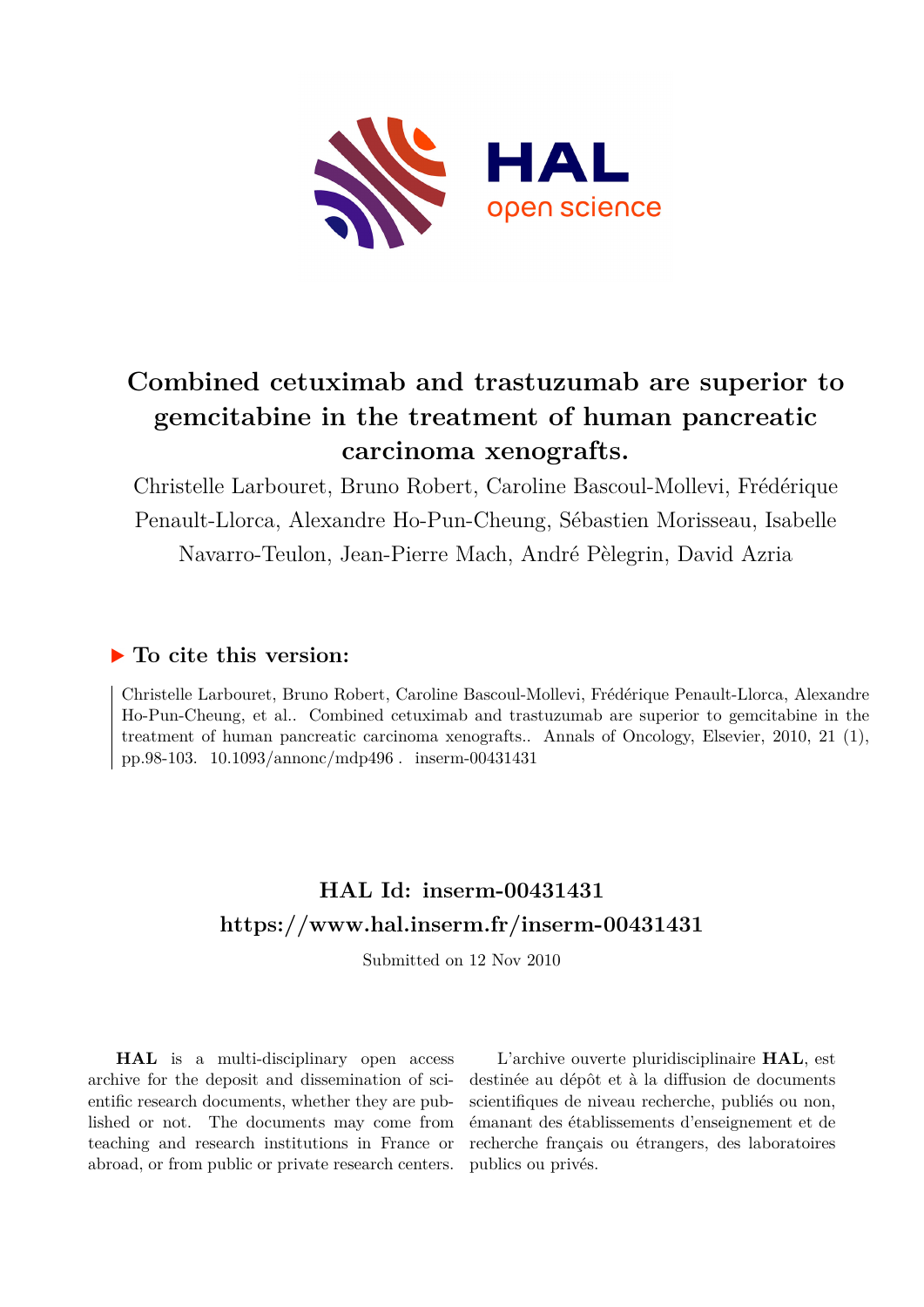# Combined cetuximab and trastuzumab are superior to gemcitabine in the treatment of human pancreatic carcinoma xenografts.

Christelle Larbouret, Bruno Robert, Caroline Bascoul-Mollevi, Frédérique Penault-Llorca, Alexandre Ho-Pun-Cheung, Sébastien Morisseau, Isabelle Navarro-Teulon, Jean-Pierre Mach, André Pèlegrin, David Azria

## ▶ To cite this version:

Christelle Larbouret, Bruno Robert, Caroline Bascoul-Mollevi, Frédérique Penault-Llorca, Alexandre Ho-Pun-Cheung, et al.. Combined cetuximab and trastuzumab are superior to gemcitabine in the treatment of human pancreatic carcinoma xenografts.. Annals of Oncology, Elsevier, 2010, 21 (1), pp.98-103. 10.1093/annonc/mdp496 . inserm-00431431

## HAL Id: inserm-00431431

## https://www.hal.inserm.fr/inserm-00431431

Submitted on 12 Nov 2010

**HAL** is a multi-disciplinary open access archive for the deposit and dissemination of scientific research documents, whether they are published or not. The documents may come from teaching and research institutions in France or abroad, or from public or private research centers.

L'archive ouverte pluridisciplinaire **HAL**, est destinée au dépôt et à la diffusion de documents scientifiques de niveau recherche, publiés ou non, émanant des établissements d'enseignement et de recherche français ou étrangers, des laboratoires publics ou privés.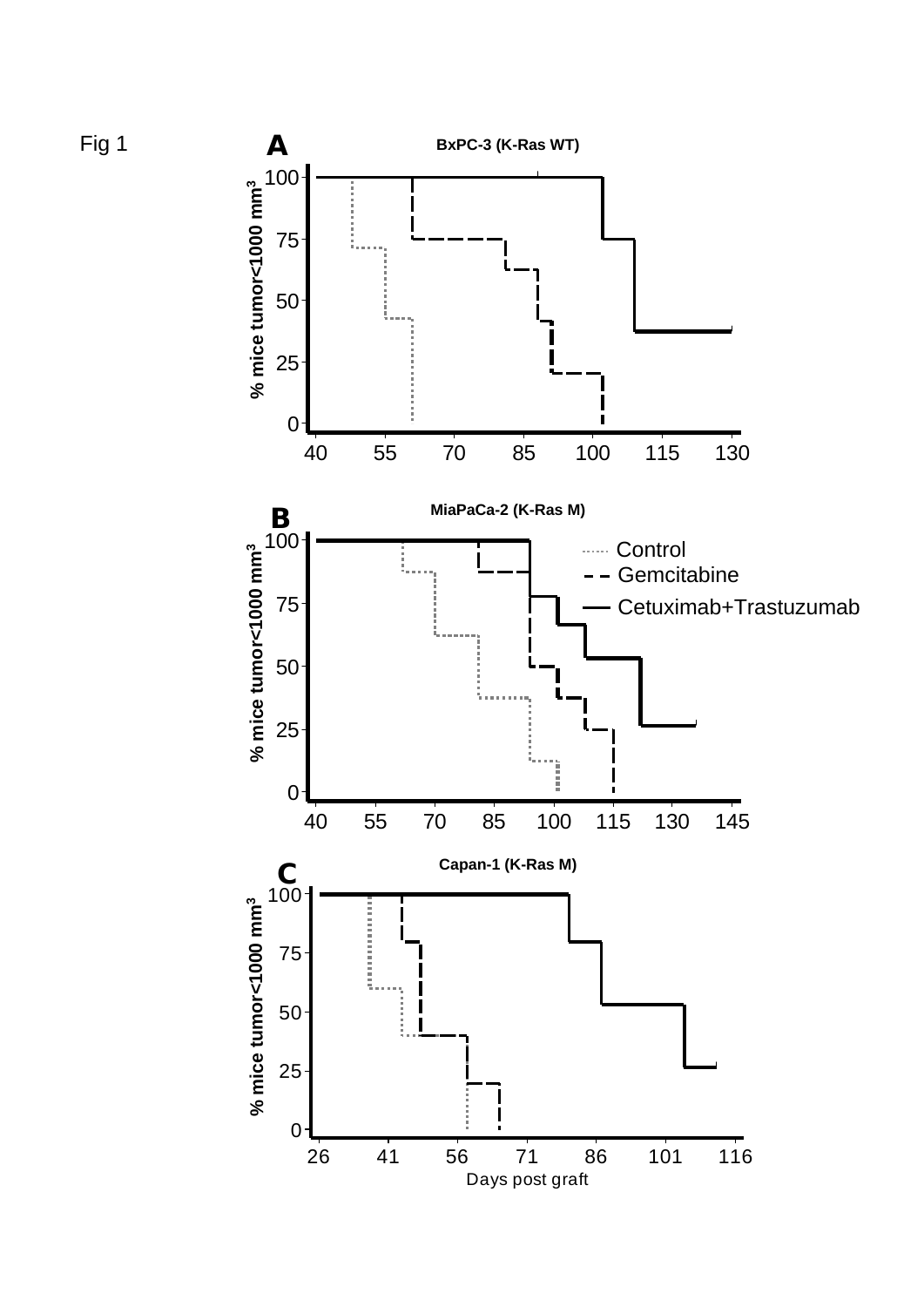Fig 1

**A**

**BxPC-3 (K-Ras WT)**

**B**

**MiaPaCa-2 (K-Ras M)**

Control
Gemcitabine
Cetuximab+Trastuzumab

**C**

**Capan-1 (K-Ras M)**

% mice tumor<1000 mm³

Days post graft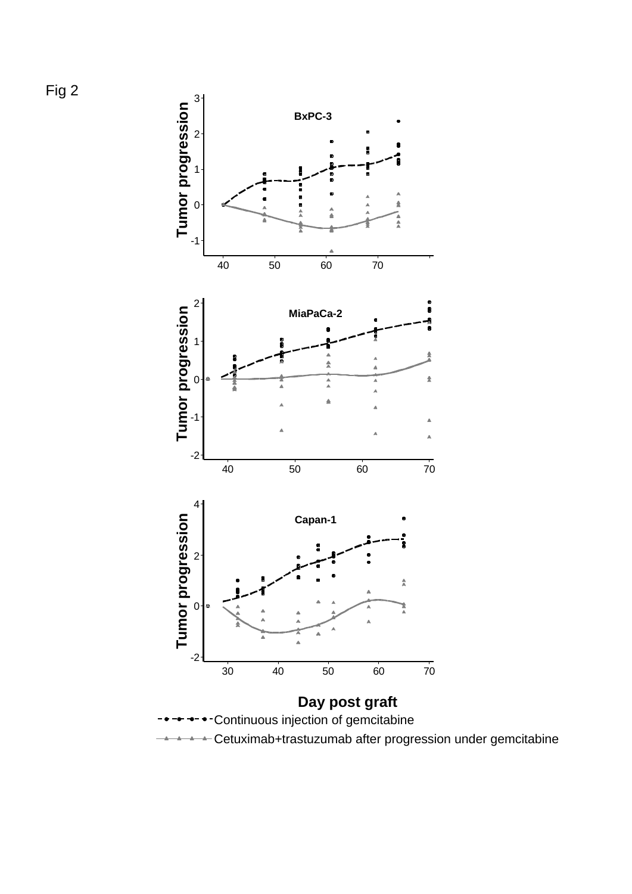Fig 2

BxPC-3

MiaPaCa-2

Capan-1

Tumor progression

Day post graft

Continuous injection of gemcitabine

Cetuximab+trastuzumab after progression under gemcitabine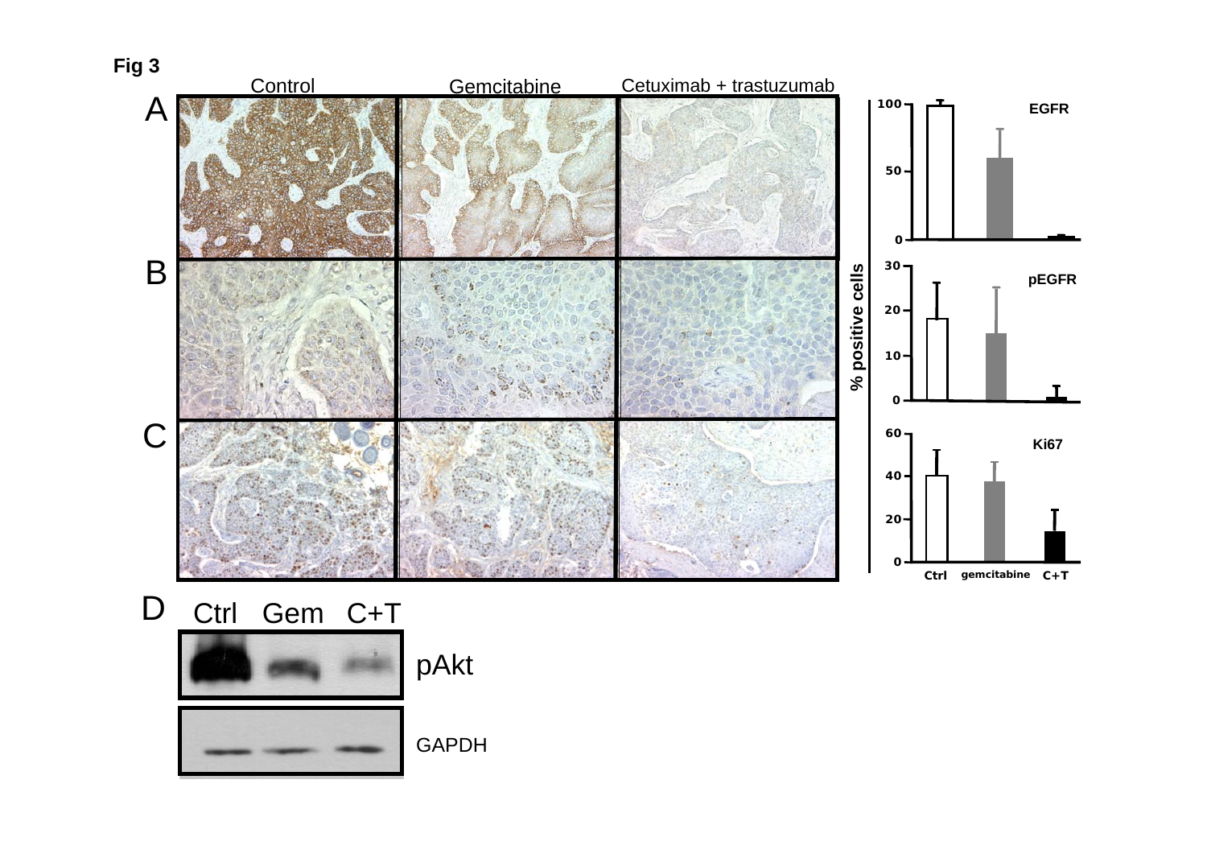Fig 3

| | Control | Gemcitabine | Cetuximab + trastuzumab |
|---|---|---|---|
| A | | | |
| B | | | |
| C | | | |

% positive cells

- EGFR (0, 50, 100)
- pEGFR (0, 10, 20, 30)
- Ki67 (0, 20, 40, 60)

Ctrl, gemcitabine, C+T

D

| Ctrl | Gem | C+T | |
|---|---|---|---|
| | | | pAkt |
| | | | GAPDH |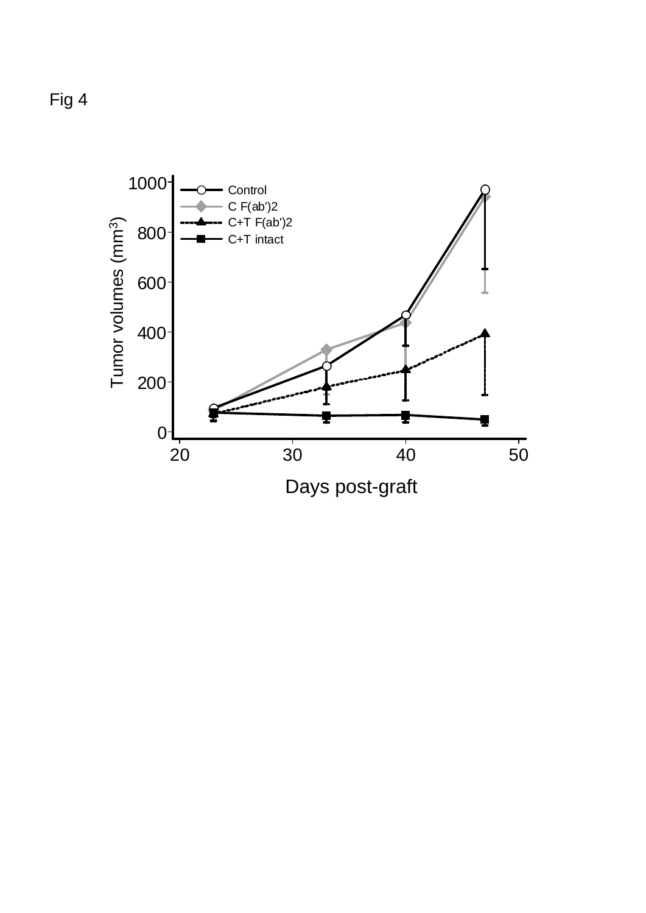Fig 4

Tumor volumes (mm$^3$)

1000
800
600
400
200
0

20
30
40
50

Days post-graft

Control
C F(ab')2
C+T F(ab')2
C+T intact